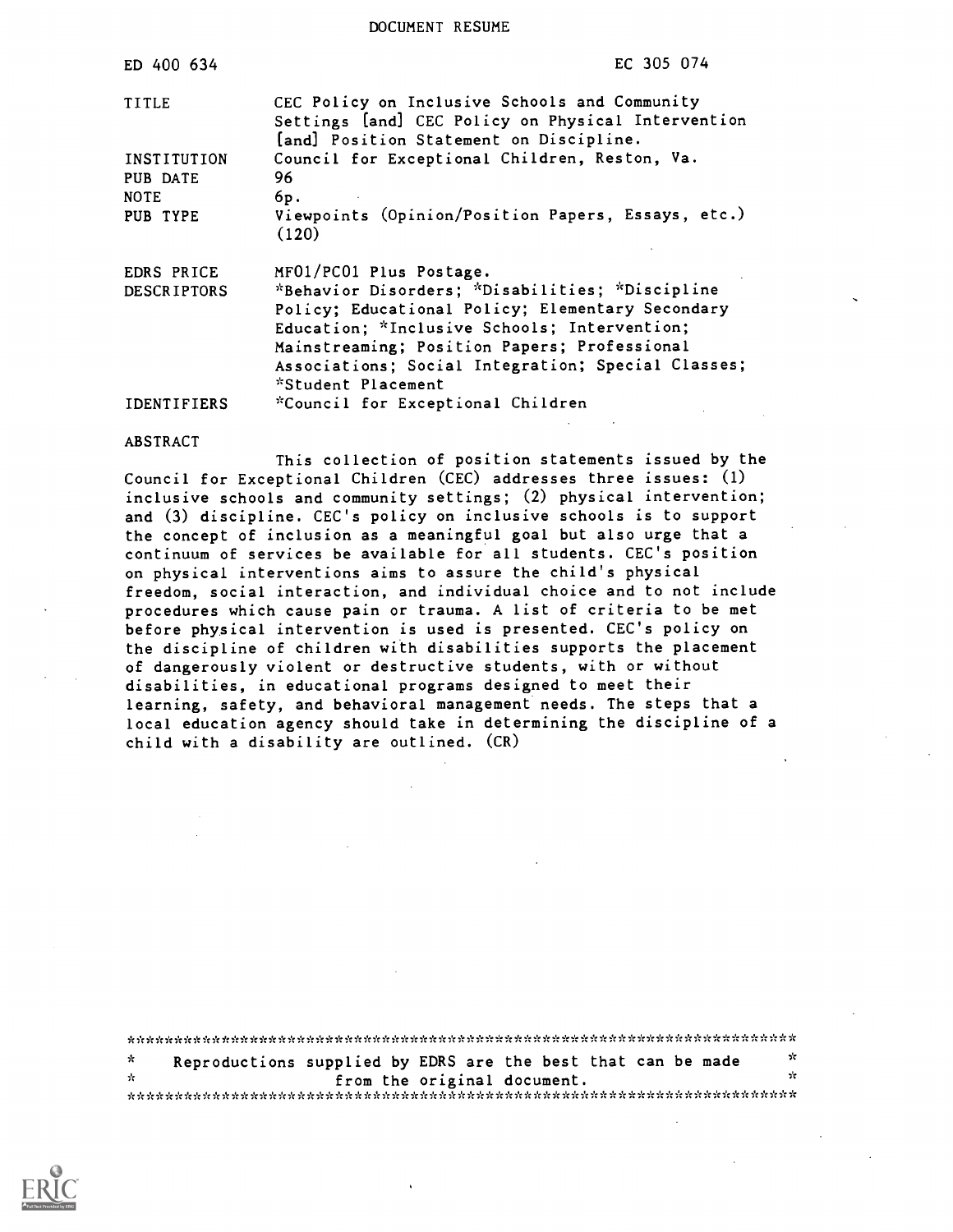DOCUMENT RESUME

ED 400 634 EC 305 074

| | |
|---|---|
| TITLE | CEC Policy on Inclusive Schools and Community Settings [and] CEC Policy on Physical Intervention [and] Position Statement on Discipline. |
| INSTITUTION | Council for Exceptional Children, Reston, Va. |
| PUB DATE | 96 |
| NOTE | 6p. |
| PUB TYPE | Viewpoints (Opinion/Position Papers, Essays, etc.) (120) |
| EDRS PRICE | MF01/PC01 Plus Postage. |
| DESCRIPTORS | *Behavior Disorders; *Disabilities; *Discipline Policy; Educational Policy; Elementary Secondary Education; *Inclusive Schools; Intervention; Mainstreaming; Position Papers; Professional Associations; Social Integration; Special Classes; *Student Placement |
| IDENTIFIERS | *Council for Exceptional Children |

ABSTRACT

This collection of position statements issued by the Council for Exceptional Children (CEC) addresses three issues: (1) inclusive schools and community settings; (2) physical intervention; and (3) discipline. CEC's policy on inclusive schools is to support the concept of inclusion as a meaningful goal but also urge that a continuum of services be available for all students. CEC's position on physical interventions aims to assure the child's physical freedom, social interaction, and individual choice and to not include procedures which cause pain or trauma. A list of criteria to be met before physical intervention is used is presented. CEC's policy on the discipline of children with disabilities supports the placement of dangerously violent or destructive students, with or without disabilities, in educational programs designed to meet their learning, safety, and behavioral management needs. The steps that a local education agency should take in determining the discipline of a child with a disability are outlined. (CR)

Reproductions supplied by EDRS are the best that can be made from the original document.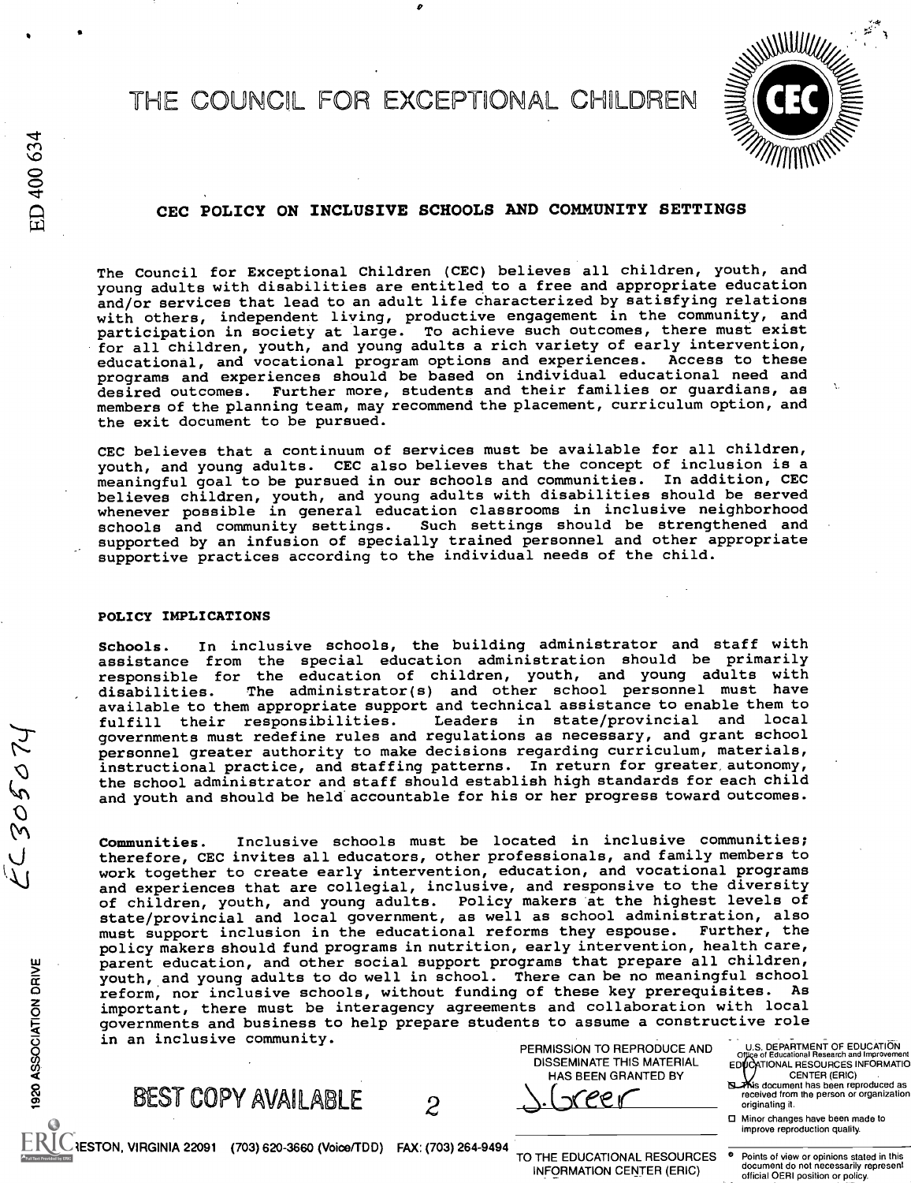# THE COUNCIL FOR EXCEPTIONAL CHILDREN

## CEC POLICY ON INCLUSIVE SCHOOLS AND COMMUNITY SETTINGS

The Council for Exceptional Children (CEC) believes all children, youth, and young adults with disabilities are entitled to a free and appropriate education and/or services that lead to an adult life characterized by satisfying relations with others, independent living, productive engagement in the community, and participation in society at large. To achieve such outcomes, there must exist for all children, youth, and young adults a rich variety of early intervention, educational, and vocational program options and experiences. Access to these programs and experiences should be based on individual educational need and desired outcomes. Further more, students and their families or guardians, as members of the planning team, may recommend the placement, curriculum option, and the exit document to be pursued.

CEC believes that a continuum of services must be available for all children, youth, and young adults. CEC also believes that the concept of inclusion is a meaningful goal to be pursued in our schools and communities. In addition, CEC believes children, youth, and young adults with disabilities should be served whenever possible in general education classrooms in inclusive neighborhood schools and community settings. Such settings should be strengthened and supported by an infusion of specially trained personnel and other appropriate supportive practices according to the individual needs of the child.

### POLICY IMPLICATIONS

**Schools.** In inclusive schools, the building administrator and staff with assistance from the special education administration should be primarily responsible for the education of children, youth, and young adults with disabilities. The administrator(s) and other school personnel must have available to them appropriate support and technical assistance to enable them to fulfill their responsibilities. Leaders in state/provincial and local governments must redefine rules and regulations as necessary, and grant school personnel greater authority to make decisions regarding curriculum, materials, instructional practice, and staffing patterns. In return for greater autonomy, the school administrator and staff should establish high standards for each child and youth and should be held accountable for his or her progress toward outcomes.

**Communities.** Inclusive schools must be located in inclusive communities; therefore, CEC invites all educators, other professionals, and family members to work together to create early intervention, education, and vocational programs and experiences that are collegial, inclusive, and responsive to the diversity of children, youth, and young adults. Policy makers at the highest levels of state/provincial and local government, as well as school administration, also must support inclusion in the educational reforms they espouse. Further, the policy makers should fund programs in nutrition, early intervention, health care, parent education, and other social support programs that prepare all children, youth, and young adults to do well in school. There can be no meaningful school reform, nor inclusive schools, without funding of these key prerequisites. As important, there must be interagency agreements and collaboration with local governments and business to help prepare students to assume a constructive role in an inclusive community.

BEST COPY AVAILABLE

PERMISSION TO REPRODUCE AND DISSEMINATE THIS MATERIAL HAS BEEN GRANTED BY J. Greer

TO THE EDUCATIONAL RESOURCES INFORMATION CENTER (ERIC)

U.S. DEPARTMENT OF EDUCATION
Office of Educational Research and Improvement
EDUCATIONAL RESOURCES INFORMATION CENTER (ERIC)
This document has been reproduced as received from the person or organization originating it.
Minor changes have been made to improve reproduction quality.
Points of view or opinions stated in this document do not necessarily represent official OERI position or policy.

1920 ASSOCIATION DRIVE RESTON, VIRGINIA 22091 (703) 620-3660 (Voice/TDD) FAX: (703) 264-9494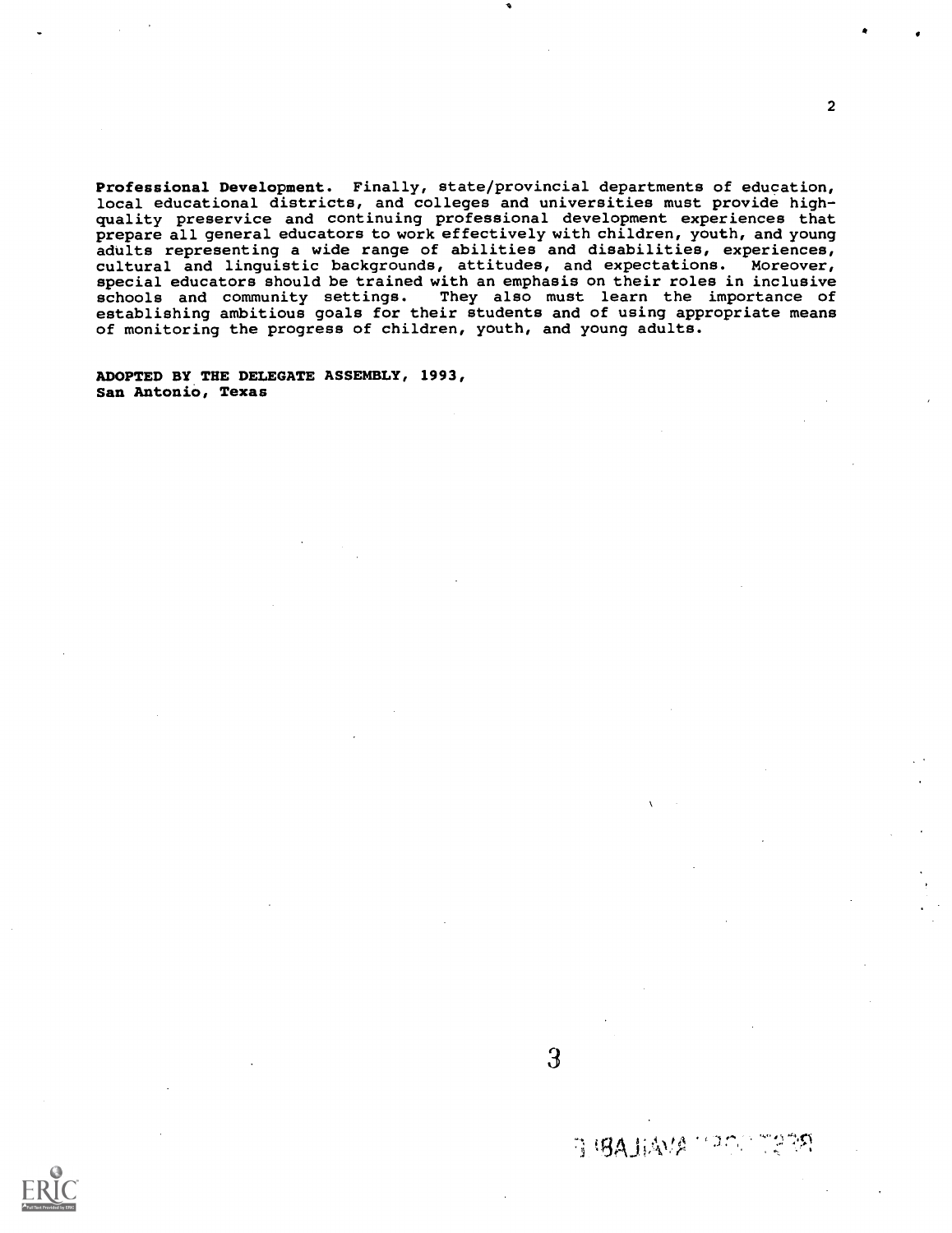**Professional Development.** Finally, state/provincial departments of education, local educational districts, and colleges and universities must provide high-quality preservice and continuing professional development experiences that prepare all general educators to work effectively with children, youth, and young adults representing a wide range of abilities and disabilities, experiences, cultural and linguistic backgrounds, attitudes, and expectations. Moreover, special educators should be trained with an emphasis on their roles in inclusive schools and community settings. They also must learn the importance of establishing ambitious goals for their students and of using appropriate means of monitoring the progress of children, youth, and young adults.

**ADOPTED BY THE DELEGATE ASSEMBLY, 1993,**
**San Antonio, Texas**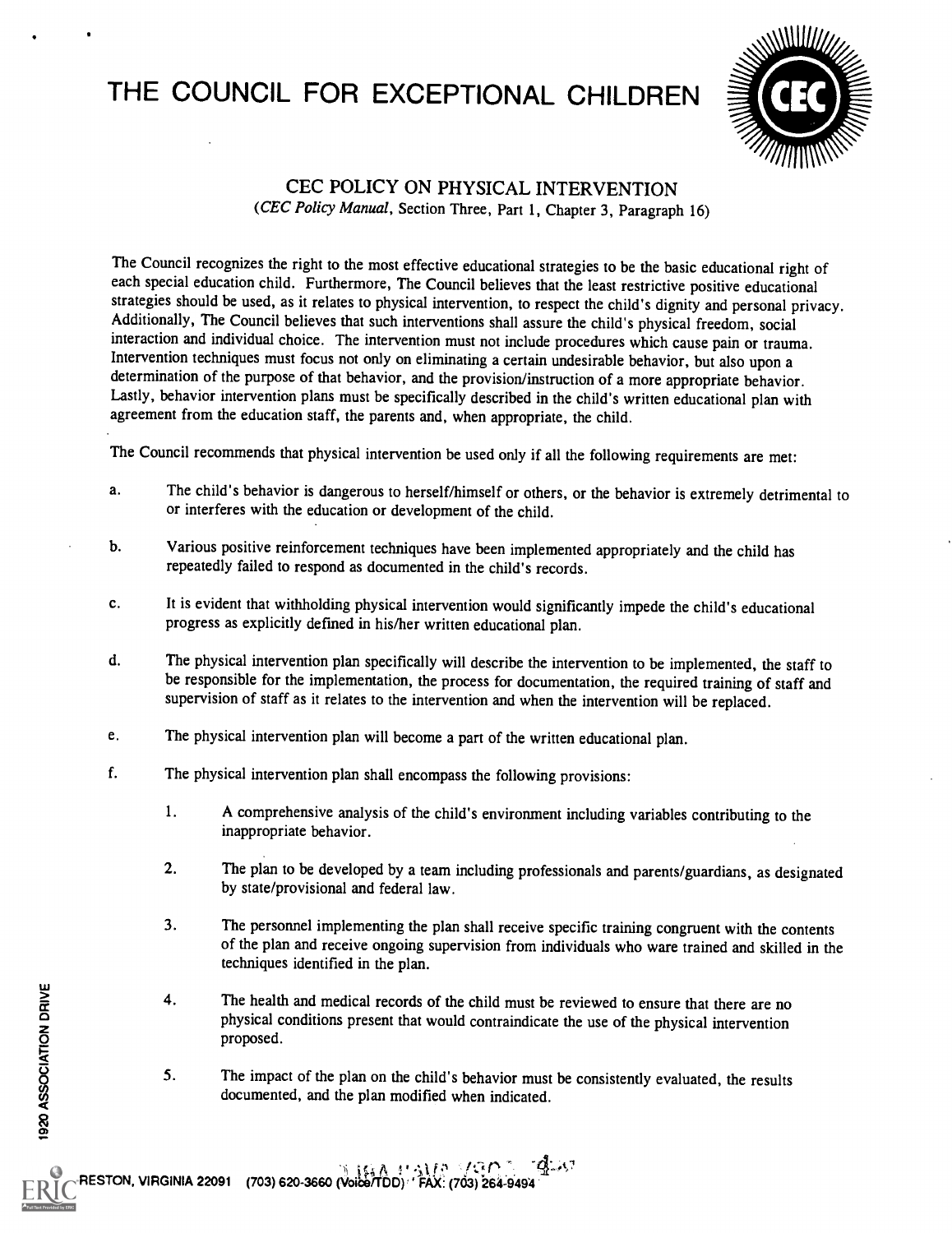# THE COUNCIL FOR EXCEPTIONAL CHILDREN

## CEC POLICY ON PHYSICAL INTERVENTION

(*CEC Policy Manual*, Section Three, Part 1, Chapter 3, Paragraph 16)

The Council recognizes the right to the most effective educational strategies to be the basic educational right of each special education child. Furthermore, The Council believes that the least restrictive positive educational strategies should be used, as it relates to physical intervention, to respect the child's dignity and personal privacy. Additionally, The Council believes that such interventions shall assure the child's physical freedom, social interaction and individual choice. The intervention must not include procedures which cause pain or trauma. Intervention techniques must focus not only on eliminating a certain undesirable behavior, but also upon a determination of the purpose of that behavior, and the provision/instruction of a more appropriate behavior. Lastly, behavior intervention plans must be specifically described in the child's written educational plan with agreement from the education staff, the parents and, when appropriate, the child.

The Council recommends that physical intervention be used only if all the following requirements are met:

a. The child's behavior is dangerous to herself/himself or others, or the behavior is extremely detrimental to or interferes with the education or development of the child.

b. Various positive reinforcement techniques have been implemented appropriately and the child has repeatedly failed to respond as documented in the child's records.

c. It is evident that withholding physical intervention would significantly impede the child's educational progress as explicitly defined in his/her written educational plan.

d. The physical intervention plan specifically will describe the intervention to be implemented, the staff to be responsible for the implementation, the process for documentation, the required training of staff and supervision of staff as it relates to the intervention and when the intervention will be replaced.

e. The physical intervention plan will become a part of the written educational plan.

f. The physical intervention plan shall encompass the following provisions:

   1. A comprehensive analysis of the child's environment including variables contributing to the inappropriate behavior.

   2. The plan to be developed by a team including professionals and parents/guardians, as designated by state/provisional and federal law.

   3. The personnel implementing the plan shall receive specific training congruent with the contents of the plan and receive ongoing supervision from individuals who ware trained and skilled in the techniques identified in the plan.

   4. The health and medical records of the child must be reviewed to ensure that there are no physical conditions present that would contraindicate the use of the physical intervention proposed.

   5. The impact of the plan on the child's behavior must be consistently evaluated, the results documented, and the plan modified when indicated.

1920 ASSOCIATION DRIVE RESTON, VIRGINIA 22091 (703) 620-3660 (Voice/TDD) FAX: (703) 264-9494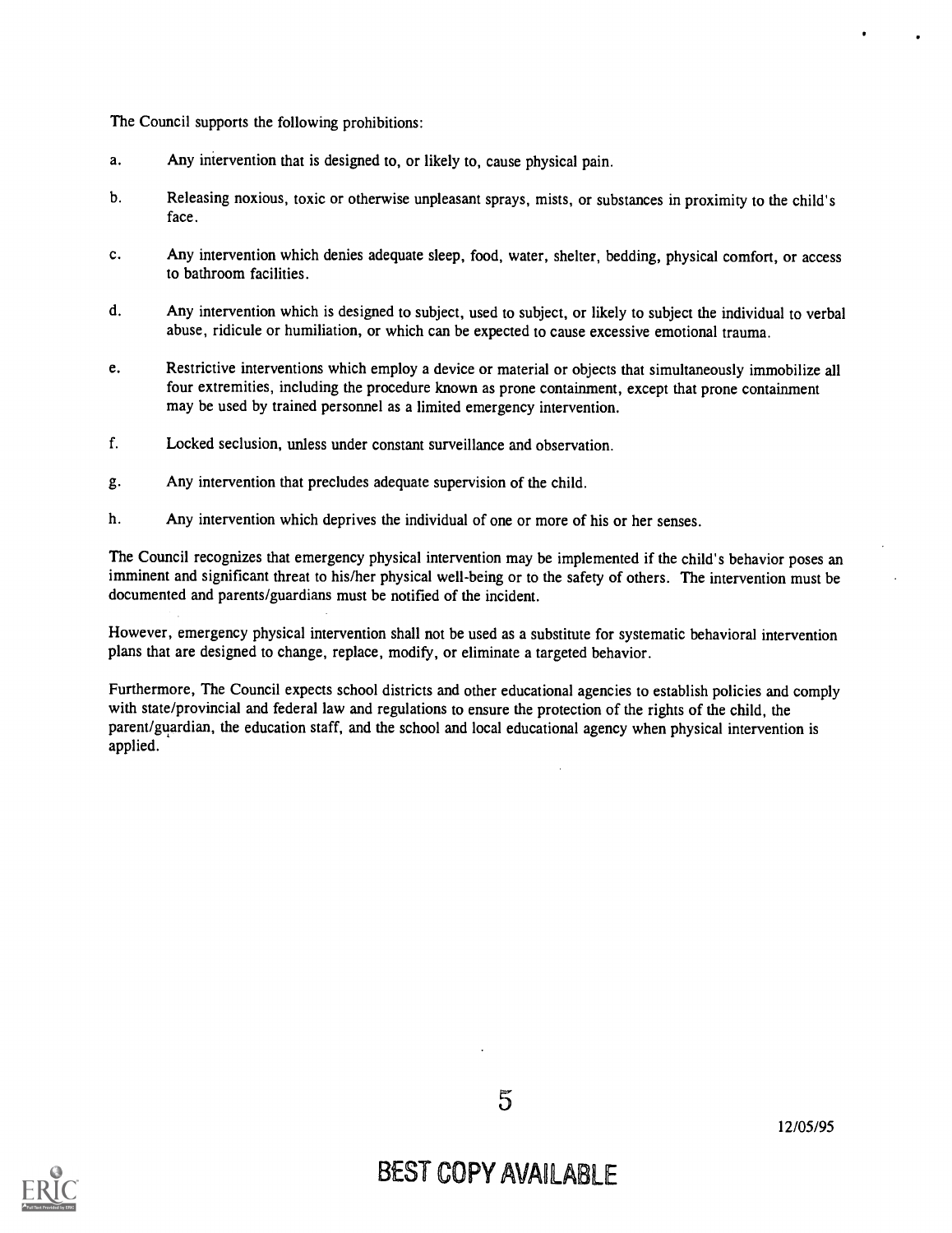The Council supports the following prohibitions:

a. Any intervention that is designed to, or likely to, cause physical pain.

b. Releasing noxious, toxic or otherwise unpleasant sprays, mists, or substances in proximity to the child's face.

c. Any intervention which denies adequate sleep, food, water, shelter, bedding, physical comfort, or access to bathroom facilities.

d. Any intervention which is designed to subject, used to subject, or likely to subject the individual to verbal abuse, ridicule or humiliation, or which can be expected to cause excessive emotional trauma.

e. Restrictive interventions which employ a device or material or objects that simultaneously immobilize all four extremities, including the procedure known as prone containment, except that prone containment may be used by trained personnel as a limited emergency intervention.

f. Locked seclusion, unless under constant surveillance and observation.

g. Any intervention that precludes adequate supervision of the child.

h. Any intervention which deprives the individual of one or more of his or her senses.

The Council recognizes that emergency physical intervention may be implemented if the child's behavior poses an imminent and significant threat to his/her physical well-being or to the safety of others. The intervention must be documented and parents/guardians must be notified of the incident.

However, emergency physical intervention shall not be used as a substitute for systematic behavioral intervention plans that are designed to change, replace, modify, or eliminate a targeted behavior.

Furthermore, The Council expects school districts and other educational agencies to establish policies and comply with state/provincial and federal law and regulations to ensure the protection of the rights of the child, the parent/guardian, the education staff, and the school and local educational agency when physical intervention is applied.

12/05/95

BEST COPY AVAILABLE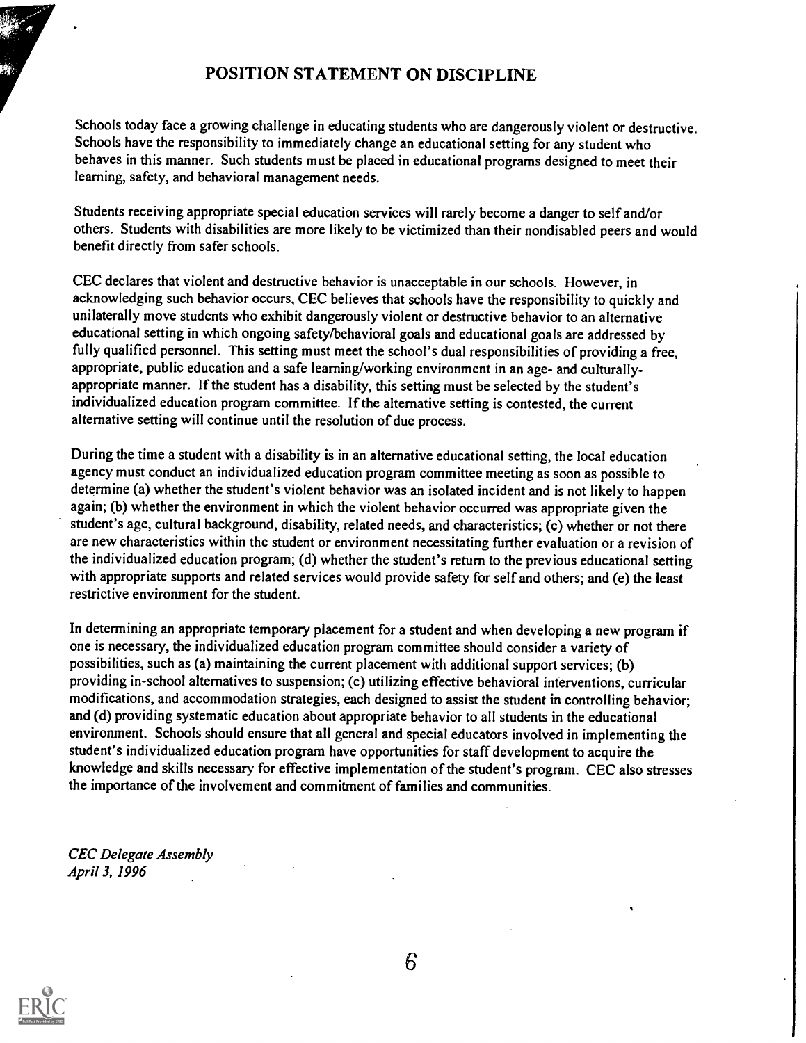# POSITION STATEMENT ON DISCIPLINE

Schools today face a growing challenge in educating students who are dangerously violent or destructive. Schools have the responsibility to immediately change an educational setting for any student who behaves in this manner. Such students must be placed in educational programs designed to meet their learning, safety, and behavioral management needs.

Students receiving appropriate special education services will rarely become a danger to self and/or others. Students with disabilities are more likely to be victimized than their nondisabled peers and would benefit directly from safer schools.

CEC declares that violent and destructive behavior is unacceptable in our schools. However, in acknowledging such behavior occurs, CEC believes that schools have the responsibility to quickly and unilaterally move students who exhibit dangerously violent or destructive behavior to an alternative educational setting in which ongoing safety/behavioral goals and educational goals are addressed by fully qualified personnel. This setting must meet the school's dual responsibilities of providing a free, appropriate, public education and a safe learning/working environment in an age- and culturally-appropriate manner. If the student has a disability, this setting must be selected by the student's individualized education program committee. If the alternative setting is contested, the current alternative setting will continue until the resolution of due process.

During the time a student with a disability is in an alternative educational setting, the local education agency must conduct an individualized education program committee meeting as soon as possible to determine (a) whether the student's violent behavior was an isolated incident and is not likely to happen again; (b) whether the environment in which the violent behavior occurred was appropriate given the student's age, cultural background, disability, related needs, and characteristics; (c) whether or not there are new characteristics within the student or environment necessitating further evaluation or a revision of the individualized education program; (d) whether the student's return to the previous educational setting with appropriate supports and related services would provide safety for self and others; and (e) the least restrictive environment for the student.

In determining an appropriate temporary placement for a student and when developing a new program if one is necessary, the individualized education program committee should consider a variety of possibilities, such as (a) maintaining the current placement with additional support services; (b) providing in-school alternatives to suspension; (c) utilizing effective behavioral interventions, curricular modifications, and accommodation strategies, each designed to assist the student in controlling behavior; and (d) providing systematic education about appropriate behavior to all students in the educational environment. Schools should ensure that all general and special educators involved in implementing the student's individualized education program have opportunities for staff development to acquire the knowledge and skills necessary for effective implementation of the student's program. CEC also stresses the importance of the involvement and commitment of families and communities.

*CEC Delegate Assembly*
*April 3, 1996*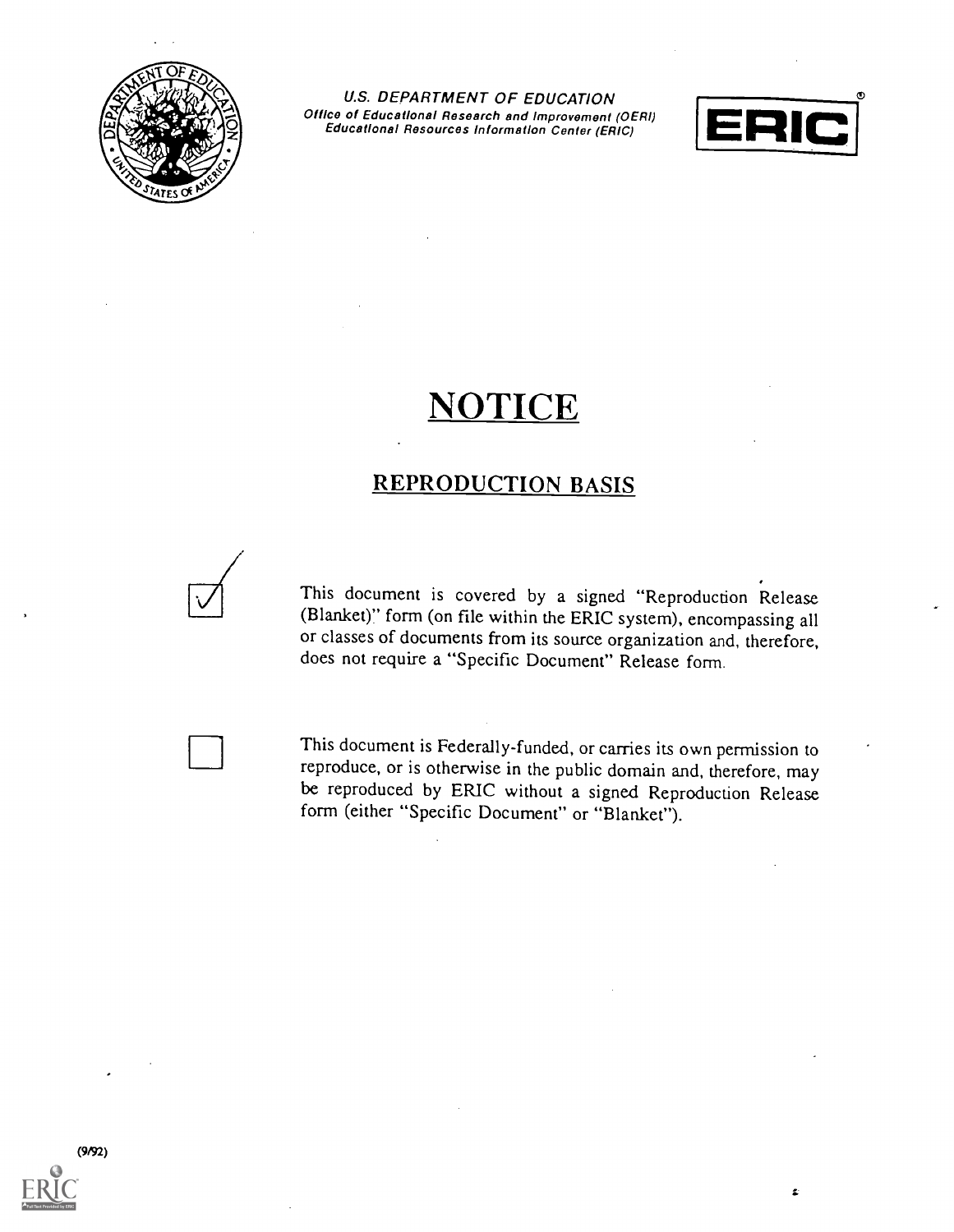U.S. DEPARTMENT OF EDUCATION
*Office of Educational Research and Improvement (OERI)*
*Educational Resources Information Center (ERIC)*

ERIC

# NOTICE

## REPRODUCTION BASIS

- [x] This document is covered by a signed "Reproduction Release (Blanket)" form (on file within the ERIC system), encompassing all or classes of documents from its source organization and, therefore, does not require a "Specific Document" Release form.

- [ ] This document is Federally-funded, or carries its own permission to reproduce, or is otherwise in the public domain and, therefore, may be reproduced by ERIC without a signed Reproduction Release form (either "Specific Document" or "Blanket").

(9/92)